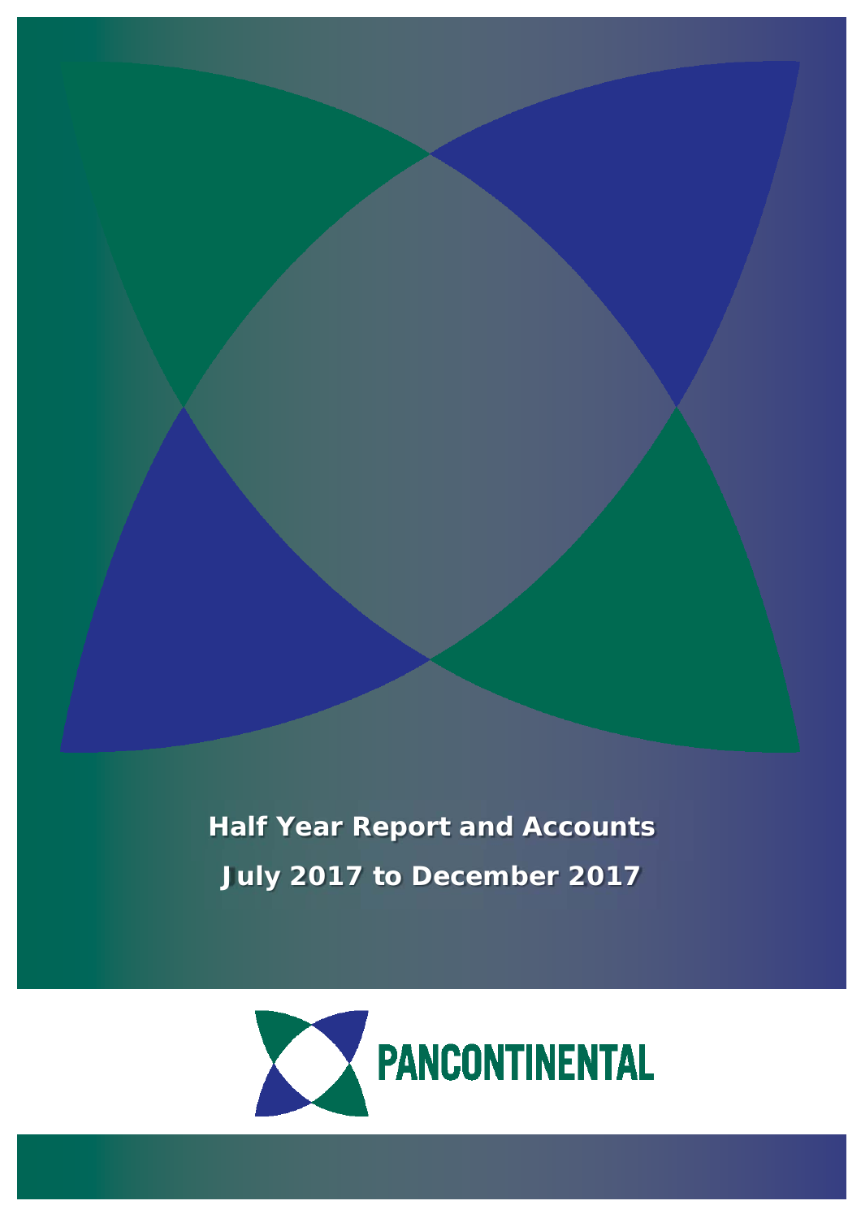# Half Year Report and Accounts

## July 2017 to December 2017

PANCONTINENTAL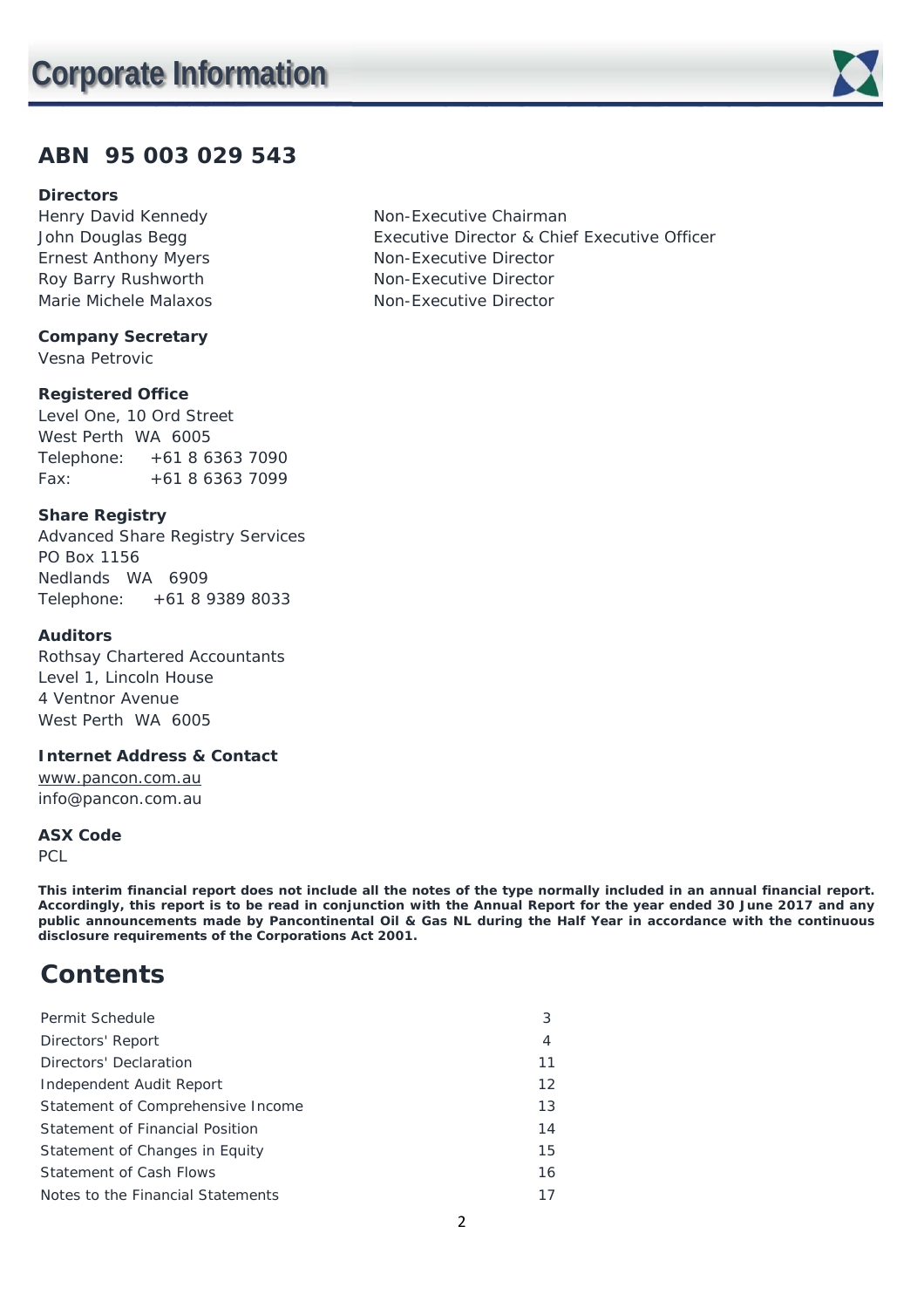# Corporate Information

## ABN 95 003 029 543

**Directors**

| | |
|---|---|
| Henry David Kennedy | Non-Executive Chairman |
| John Douglas Begg | Executive Director & Chief Executive Officer |
| Ernest Anthony Myers | Non-Executive Director |
| Roy Barry Rushworth | Non-Executive Director |
| Marie Michele Malaxos | Non-Executive Director |

**Company Secretary**
Vesna Petrovic

**Registered Office**
Level One, 10 Ord Street
West Perth WA 6005
Telephone: +61 8 6363 7090
Fax: +61 8 6363 7099

**Share Registry**
Advanced Share Registry Services
PO Box 1156
Nedlands WA 6909
Telephone: +61 8 9389 8033

**Auditors**
Rothsay Chartered Accountants
Level 1, Lincoln House
4 Ventnor Avenue
West Perth WA 6005

**Internet Address & Contact**
www.pancon.com.au
info@pancon.com.au

**ASX Code**
PCL

**This interim financial report does not include all the notes of the type normally included in an annual financial report. Accordingly, this report is to be read in conjunction with the Annual Report for the year ended 30 June 2017 and any public announcements made by Pancontinental Oil & Gas NL during the Half Year in accordance with the continuous disclosure requirements of the Corporations Act 2001.**

## Contents

| | |
|---|---|
| Permit Schedule | 3 |
| Directors' Report | 4 |
| Directors' Declaration | 11 |
| Independent Audit Report | 12 |
| Statement of Comprehensive Income | 13 |
| Statement of Financial Position | 14 |
| Statement of Changes in Equity | 15 |
| Statement of Cash Flows | 16 |
| Notes to the Financial Statements | 17 |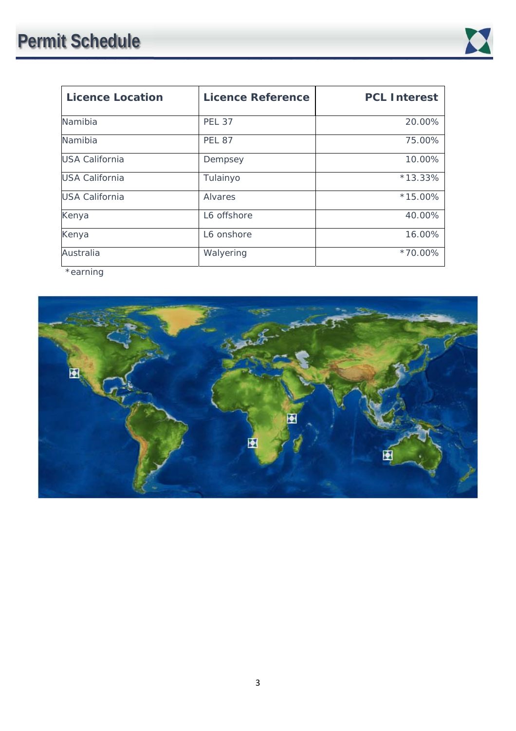# Permit Schedule

| Licence Location | Licence Reference | PCL Interest |
|---|---|---:|
| Namibia | PEL 37 | 20.00% |
| Namibia | PEL 87 | 75.00% |
| USA California | Dempsey | 10.00% |
| USA California | Tulainyo | *13.33% |
| USA California | Alvares | *15.00% |
| Kenya | L6 offshore | 40.00% |
| Kenya | L6 onshore | 16.00% |
| Australia | Walyering | *70.00% |

*earning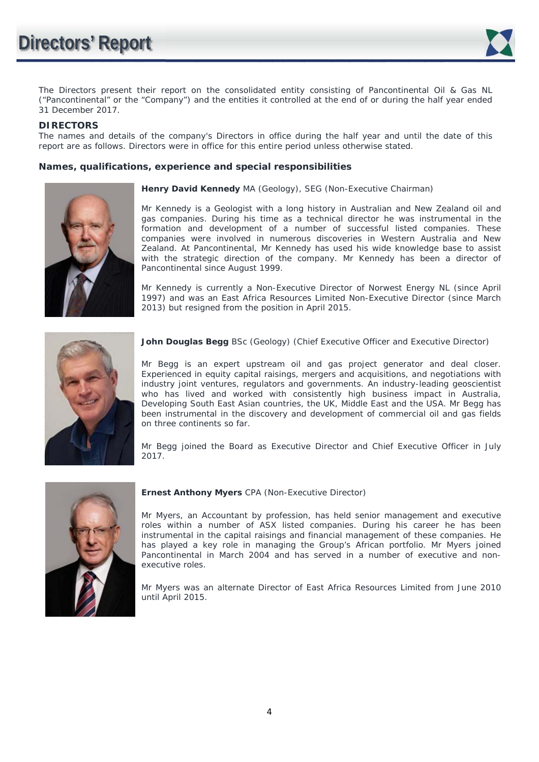# Directors' Report

The Directors present their report on the consolidated entity consisting of Pancontinental Oil & Gas NL ("Pancontinental" or the "Company") and the entities it controlled at the end of or during the half year ended 31 December 2017.

## DIRECTORS

The names and details of the company's Directors in office during the half year and until the date of this report are as follows. Directors were in office for this entire period unless otherwise stated.

### Names, qualifications, experience and special responsibilities

**Henry David Kennedy** MA (Geology), SEG (Non-Executive Chairman)

Mr Kennedy is a Geologist with a long history in Australian and New Zealand oil and gas companies. During his time as a technical director he was instrumental in the formation and development of a number of successful listed companies. These companies were involved in numerous discoveries in Western Australia and New Zealand. At Pancontinental, Mr Kennedy has used his wide knowledge base to assist with the strategic direction of the company. Mr Kennedy has been a director of Pancontinental since August 1999.

Mr Kennedy is currently a Non-Executive Director of Norwest Energy NL (since April 1997) and was an East Africa Resources Limited Non-Executive Director (since March 2013) but resigned from the position in April 2015.

**John Douglas Begg** BSc (Geology) (Chief Executive Officer and Executive Director)

Mr Begg is an expert upstream oil and gas project generator and deal closer. Experienced in equity capital raisings, mergers and acquisitions, and negotiations with industry joint ventures, regulators and governments. An industry-leading geoscientist who has lived and worked with consistently high business impact in Australia, Developing South East Asian countries, the UK, Middle East and the USA. Mr Begg has been instrumental in the discovery and development of commercial oil and gas fields on three continents so far.

Mr Begg joined the Board as Executive Director and Chief Executive Officer in July 2017.

**Ernest Anthony Myers** CPA (Non-Executive Director)

Mr Myers, an Accountant by profession, has held senior management and executive roles within a number of ASX listed companies. During his career he has been instrumental in the capital raisings and financial management of these companies. He has played a key role in managing the Group's African portfolio. Mr Myers joined Pancontinental in March 2004 and has served in a number of executive and non-executive roles.

Mr Myers was an alternate Director of East Africa Resources Limited from June 2010 until April 2015.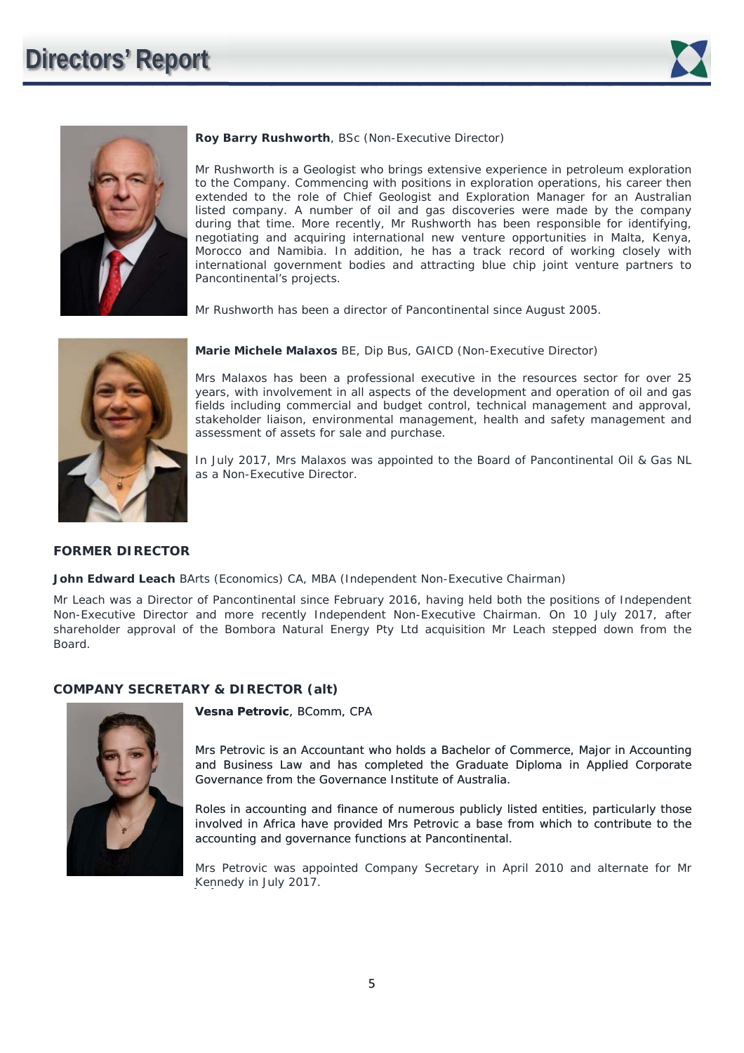**Roy Barry Rushworth**, BSc (Non-Executive Director)

Mr Rushworth is a Geologist who brings extensive experience in petroleum exploration to the Company. Commencing with positions in exploration operations, his career then extended to the role of Chief Geologist and Exploration Manager for an Australian listed company. A number of oil and gas discoveries were made by the company during that time. More recently, Mr Rushworth has been responsible for identifying, negotiating and acquiring international new venture opportunities in Malta, Kenya, Morocco and Namibia. In addition, he has a track record of working closely with international government bodies and attracting blue chip joint venture partners to Pancontinental's projects.

Mr Rushworth has been a director of Pancontinental since August 2005.

**Marie Michele Malaxos** BE, Dip Bus, GAICD (Non-Executive Director)

Mrs Malaxos has been a professional executive in the resources sector for over 25 years, with involvement in all aspects of the development and operation of oil and gas fields including commercial and budget control, technical management and approval, stakeholder liaison, environmental management, health and safety management and assessment of assets for sale and purchase.

In July 2017, Mrs Malaxos was appointed to the Board of Pancontinental Oil & Gas NL as a Non-Executive Director.

## FORMER DIRECTOR

**John Edward Leach** BArts (Economics) CA, MBA (Independent Non-Executive Chairman)

Mr Leach was a Director of Pancontinental since February 2016, having held both the positions of Independent Non-Executive Director and more recently Independent Non-Executive Chairman. On 10 July 2017, after shareholder approval of the Bombora Natural Energy Pty Ltd acquisition Mr Leach stepped down from the Board.

## COMPANY SECRETARY & DIRECTOR (alt)

**Vesna Petrovic**, BComm, CPA

Mrs Petrovic is an Accountant who holds a Bachelor of Commerce, Major in Accounting and Business Law and has completed the Graduate Diploma in Applied Corporate Governance from the Governance Institute of Australia.

Roles in accounting and finance of numerous publicly listed entities, particularly those involved in Africa have provided Mrs Petrovic a base from which to contribute to the accounting and governance functions at Pancontinental.

Mrs Petrovic was appointed Company Secretary in April 2010 and alternate for Mr Kennedy in July 2017.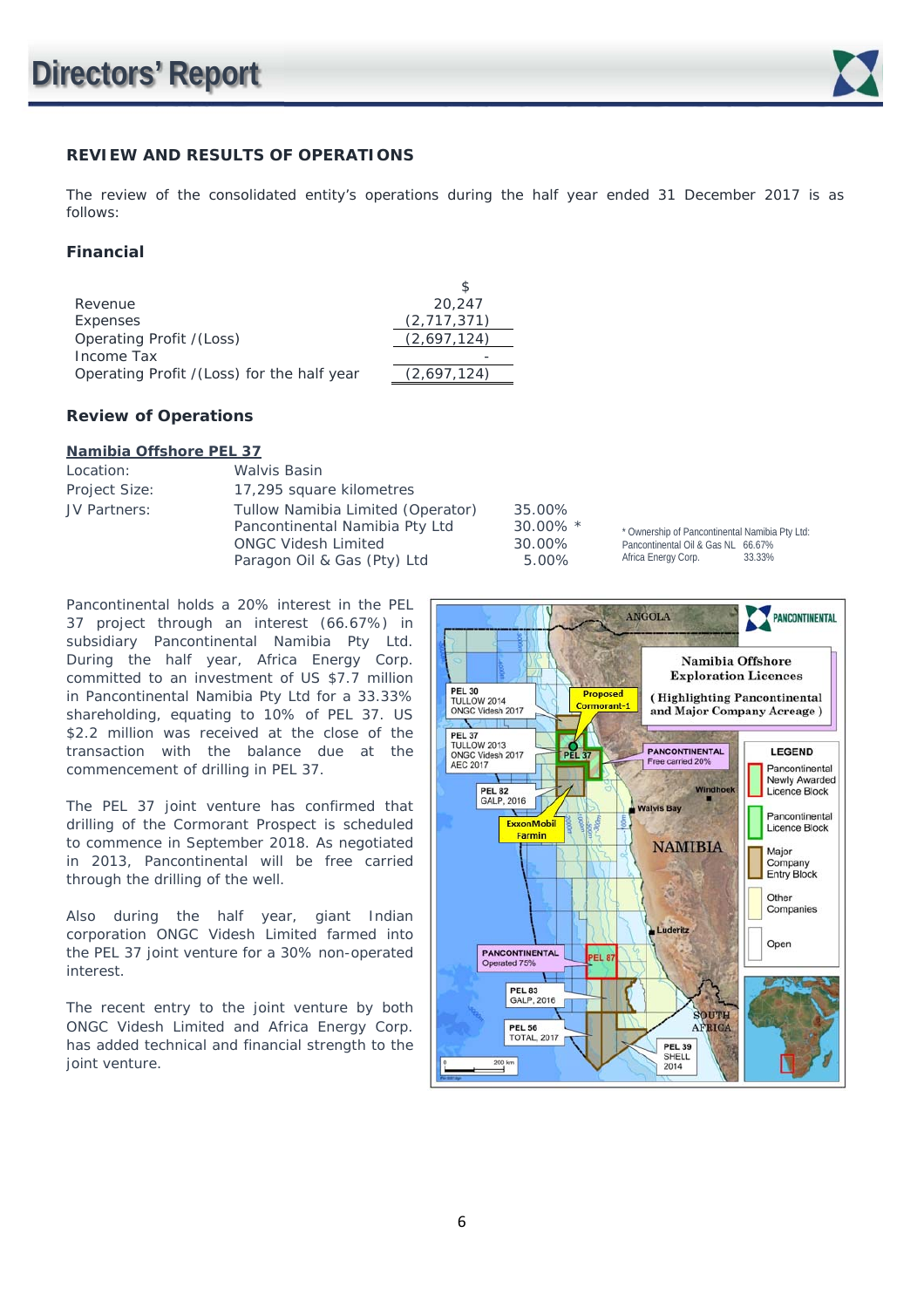## REVIEW AND RESULTS OF OPERATIONS

The review of the consolidated entity's operations during the half year ended 31 December 2017 is as follows:

### Financial

| | $ |
|---|---|
| Revenue | 20,247 |
| Expenses | (2,717,371) |
| Operating Profit /(Loss) | (2,697,124) |
| Income Tax | - |
| Operating Profit /(Loss) for the half year | (2,697,124) |

### Review of Operations

**Namibia Offshore PEL 37**

| | | |
|---|---|---|
| Location: | Walvis Basin | |
| Project Size: | 17,295 square kilometres | |
| JV Partners: | Tullow Namibia Limited (Operator) | 35.00% |
| | Pancontinental Namibia Pty Ltd | 30.00% * |
| | ONGC Videsh Limited | 30.00% |
| | Paragon Oil & Gas (Pty) Ltd | 5.00% |

\* Ownership of Pancontinental Namibia Pty Ltd:
Pancontinental Oil & Gas NL 66.67%
Africa Energy Corp. 33.33%

Pancontinental holds a 20% interest in the PEL 37 project through an interest (66.67%) in subsidiary Pancontinental Namibia Pty Ltd. During the half year, Africa Energy Corp. committed to an investment of US $7.7 million in Pancontinental Namibia Pty Ltd for a 33.33% shareholding, equating to 10% of PEL 37. US $2.2 million was received at the close of the transaction with the balance due at the commencement of drilling in PEL 37.

The PEL 37 joint venture has confirmed that drilling of the Cormorant Prospect is scheduled to commence in September 2018. As negotiated in 2013, Pancontinental will be free carried through the drilling of the well.

Also during the half year, giant Indian corporation ONGC Videsh Limited farmed into the PEL 37 joint venture for a 30% non-operated interest.

The recent entry to the joint venture by both ONGC Videsh Limited and Africa Energy Corp. has added technical and financial strength to the joint venture.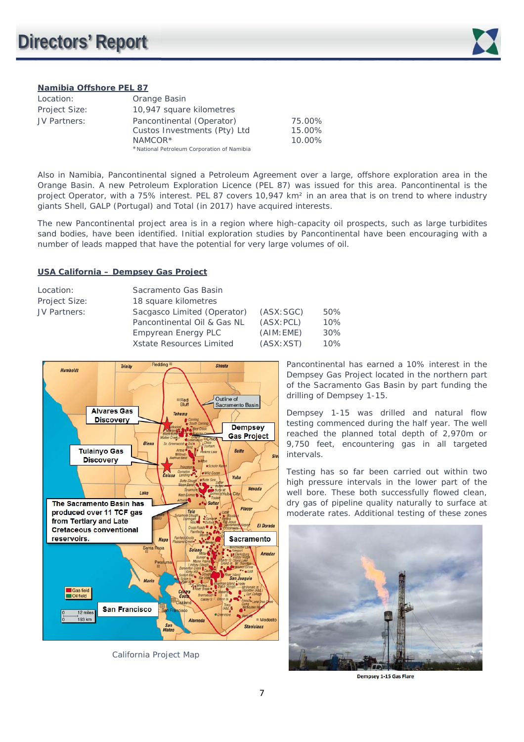## Namibia Offshore PEL 87

| | | |
|---|---|---|
| Location: | Orange Basin | |
| Project Size: | 10,947 square kilometres | |
| JV Partners: | Pancontinental (Operator) | 75.00% |
| | Custos Investments (Pty) Ltd | 15.00% |
| | NAMCOR* | 10.00% |

*National Petroleum Corporation of Namibia

Also in Namibia, Pancontinental signed a Petroleum Agreement over a large, offshore exploration area in the Orange Basin. A new Petroleum Exploration Licence (PEL 87) was issued for this area. Pancontinental is the project Operator, with a 75% interest. PEL 87 covers 10,947 km² in an area that is on trend to where industry giants Shell, GALP (Portugal) and Total (in 2017) have acquired interests.

The new Pancontinental project area is in a region where high-capacity oil prospects, such as large turbidites sand bodies, have been identified. Initial exploration studies by Pancontinental have been encouraging with a number of leads mapped that have the potential for very large volumes of oil.

## USA California – Dempsey Gas Project

| | | | |
|---|---|---|---|
| Location: | Sacramento Gas Basin | | |
| Project Size: | 18 square kilometres | | |
| JV Partners: | Sacgasco Limited (Operator) | (ASX:SGC) | 50% |
| | Pancontinental Oil & Gas NL | (ASX:PCL) | 10% |
| | Empyrean Energy PLC | (AIM:EME) | 30% |
| | Xstate Resources Limited | (ASX:XST) | 10% |

Pancontinental has earned a 10% interest in the Dempsey Gas Project located in the northern part of the Sacramento Gas Basin by part funding the drilling of Dempsey 1-15.

Dempsey 1-15 was drilled and natural flow testing commenced during the half year. The well reached the planned total depth of 2,970m or 9,750 feet, encountering gas in all targeted intervals.

Testing has so far been carried out within two high pressure intervals in the lower part of the well bore. These both successfully flowed clean, dry gas of pipeline quality naturally to surface at moderate rates. Additional testing of these zones

California Project Map

Dempsey 1-15 Gas Flare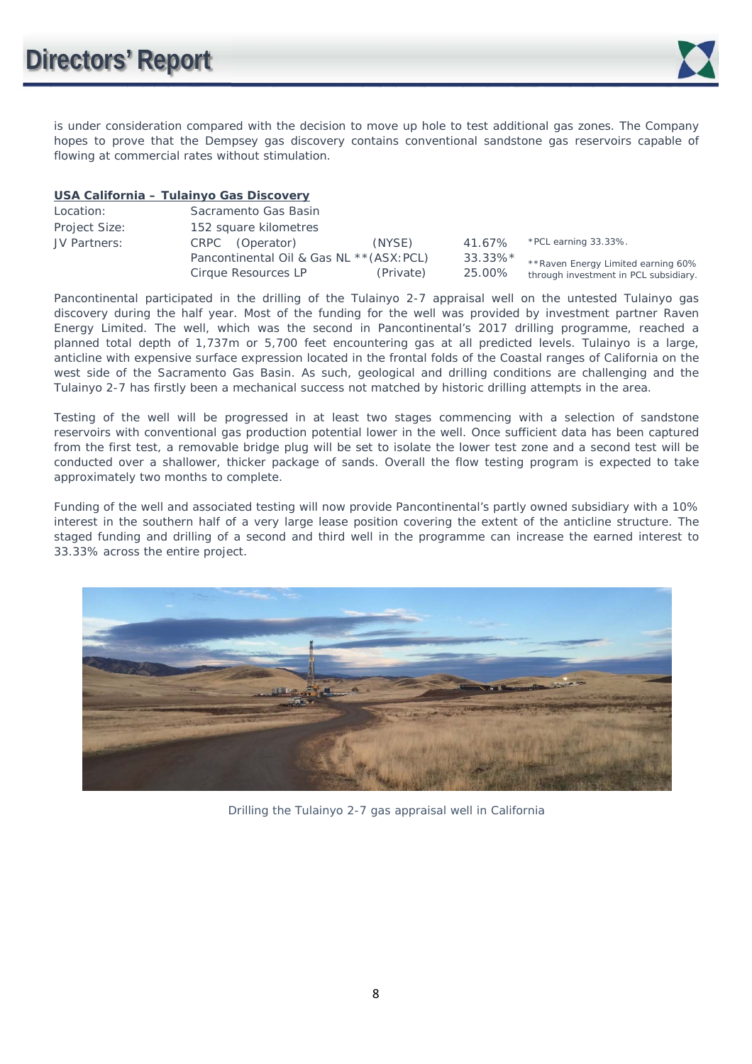is under consideration compared with the decision to move up hole to test additional gas zones. The Company hopes to prove that the Dempsey gas discovery contains conventional sandstone gas reservoirs capable of flowing at commercial rates without stimulation.

**USA California – Tulainyo Gas Discovery**

| | | | | |
|---|---|---|---|---|
| Location: | Sacramento Gas Basin | | | |
| Project Size: | 152 square kilometres | | | |
| JV Partners: | CRPC (Operator) | (NYSE) | 41.67% | *PCL earning 33.33%. |
| | Pancontinental Oil & Gas NL ** | (ASX:PCL) | 33.33%* | **Raven Energy Limited earning 60% through investment in PCL subsidiary. |
| | Cirque Resources LP | (Private) | 25.00% | |

Pancontinental participated in the drilling of the Tulainyo 2-7 appraisal well on the untested Tulainyo gas discovery during the half year. Most of the funding for the well was provided by investment partner Raven Energy Limited. The well, which was the second in Pancontinental's 2017 drilling programme, reached a planned total depth of 1,737m or 5,700 feet encountering gas at all predicted levels. Tulainyo is a large, anticline with expensive surface expression located in the frontal folds of the Coastal ranges of California on the west side of the Sacramento Gas Basin. As such, geological and drilling conditions are challenging and the Tulainyo 2-7 has firstly been a mechanical success not matched by historic drilling attempts in the area.

Testing of the well will be progressed in at least two stages commencing with a selection of sandstone reservoirs with conventional gas production potential lower in the well. Once sufficient data has been captured from the first test, a removable bridge plug will be set to isolate the lower test zone and a second test will be conducted over a shallower, thicker package of sands. Overall the flow testing program is expected to take approximately two months to complete.

Funding of the well and associated testing will now provide Pancontinental's partly owned subsidiary with a 10% interest in the southern half of a very large lease position covering the extent of the anticline structure. The staged funding and drilling of a second and third well in the programme can increase the earned interest to 33.33% across the entire project.

Drilling the Tulainyo 2-7 gas appraisal well in California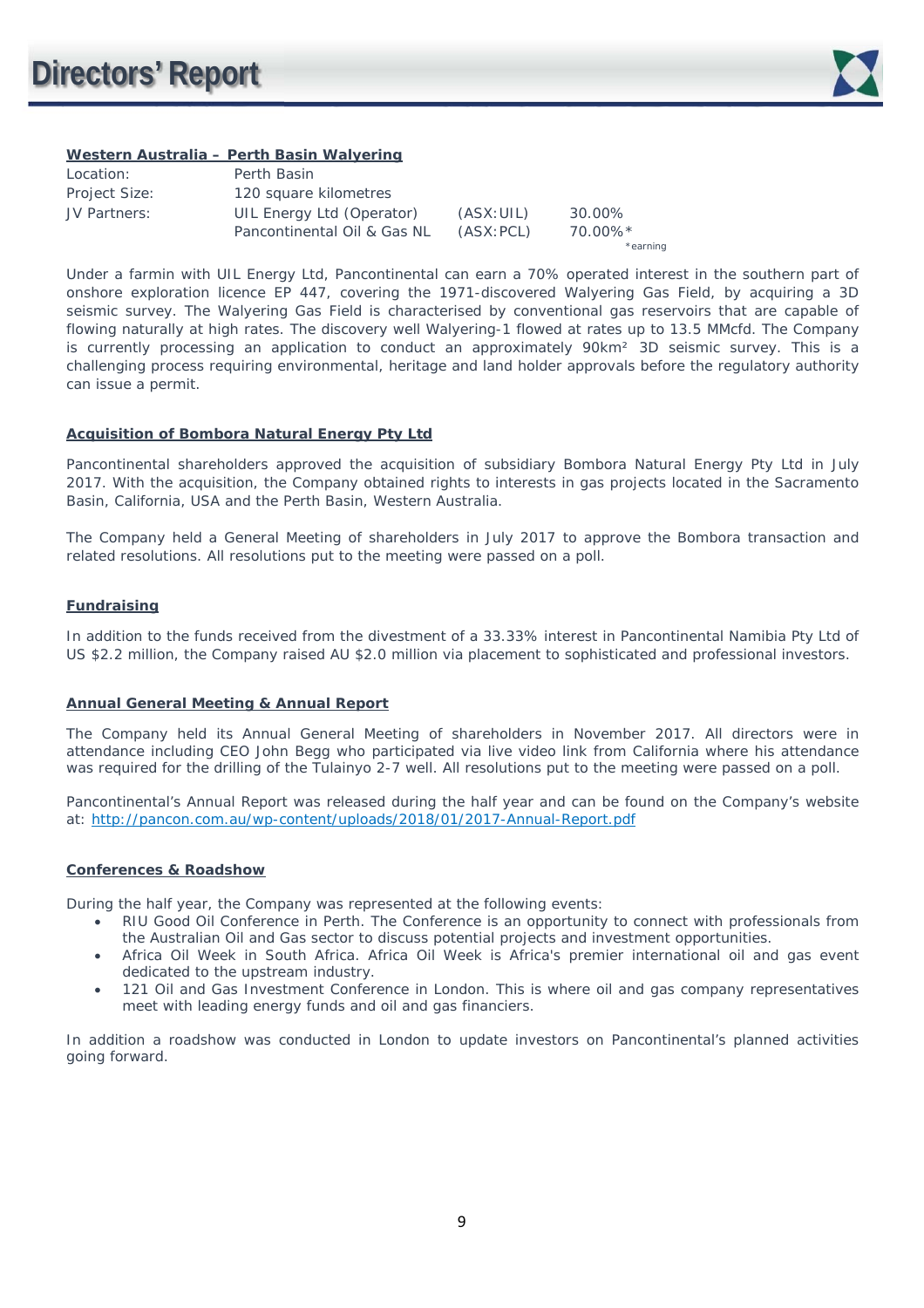### Western Australia – Perth Basin Walyering

| | | | |
|---|---|---|---|
| Location: | Perth Basin | | |
| Project Size: | 120 square kilometres | | |
| JV Partners: | UIL Energy Ltd (Operator) | (ASX:UIL) | 30.00% |
| | Pancontinental Oil & Gas NL | (ASX:PCL) | 70.00%* |

*earning

Under a farmin with UIL Energy Ltd, Pancontinental can earn a 70% operated interest in the southern part of onshore exploration licence EP 447, covering the 1971-discovered Walyering Gas Field, by acquiring a 3D seismic survey. The Walyering Gas Field is characterised by conventional gas reservoirs that are capable of flowing naturally at high rates. The discovery well Walyering-1 flowed at rates up to 13.5 MMcfd. The Company is currently processing an application to conduct an approximately 90km² 3D seismic survey. This is a challenging process requiring environmental, heritage and land holder approvals before the regulatory authority can issue a permit.

### Acquisition of Bombora Natural Energy Pty Ltd

Pancontinental shareholders approved the acquisition of subsidiary Bombora Natural Energy Pty Ltd in July 2017. With the acquisition, the Company obtained rights to interests in gas projects located in the Sacramento Basin, California, USA and the Perth Basin, Western Australia.

The Company held a General Meeting of shareholders in July 2017 to approve the Bombora transaction and related resolutions. All resolutions put to the meeting were passed on a poll.

### Fundraising

In addition to the funds received from the divestment of a 33.33% interest in Pancontinental Namibia Pty Ltd of US $2.2 million, the Company raised AU $2.0 million via placement to sophisticated and professional investors.

### Annual General Meeting & Annual Report

The Company held its Annual General Meeting of shareholders in November 2017. All directors were in attendance including CEO John Begg who participated via live video link from California where his attendance was required for the drilling of the Tulainyo 2-7 well. All resolutions put to the meeting were passed on a poll.

Pancontinental's Annual Report was released during the half year and can be found on the Company's website at: http://pancon.com.au/wp-content/uploads/2018/01/2017-Annual-Report.pdf

### Conferences & Roadshow

During the half year, the Company was represented at the following events:

- RIU Good Oil Conference in Perth. The Conference is an opportunity to connect with professionals from the Australian Oil and Gas sector to discuss potential projects and investment opportunities.
- Africa Oil Week in South Africa. Africa Oil Week is Africa's premier international oil and gas event dedicated to the upstream industry.
- 121 Oil and Gas Investment Conference in London. This is where oil and gas company representatives meet with leading energy funds and oil and gas financiers.

In addition a roadshow was conducted in London to update investors on Pancontinental's planned activities going forward.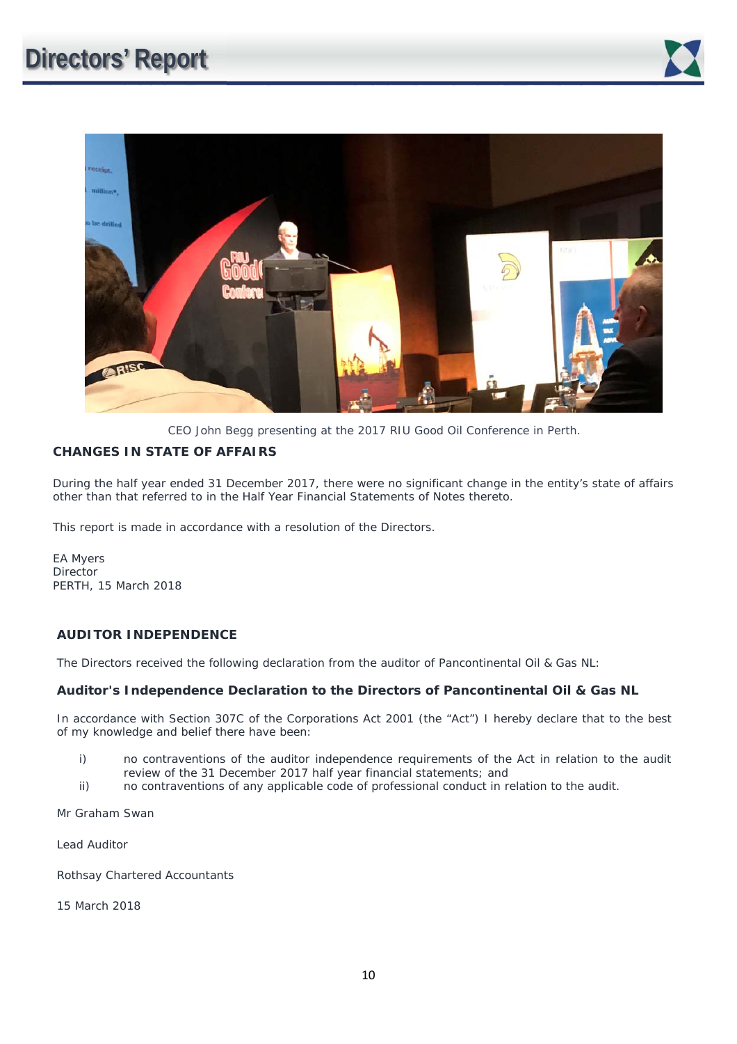CEO John Begg presenting at the 2017 RIU Good Oil Conference in Perth.

## CHANGES IN STATE OF AFFAIRS

During the half year ended 31 December 2017, there were no significant change in the entity's state of affairs other than that referred to in the Half Year Financial Statements of Notes thereto.

This report is made in accordance with a resolution of the Directors.

EA Myers
Director
PERTH, 15 March 2018

## AUDITOR INDEPENDENCE

The Directors received the following declaration from the auditor of Pancontinental Oil & Gas NL:

### Auditor's Independence Declaration to the Directors of Pancontinental Oil & Gas NL

In accordance with Section 307C of the Corporations Act 2001 (the "Act") I hereby declare that to the best of my knowledge and belief there have been:

i) no contraventions of the auditor independence requirements of the Act in relation to the audit review of the 31 December 2017 half year financial statements; and
ii) no contraventions of any applicable code of professional conduct in relation to the audit.

Mr Graham Swan

Lead Auditor

Rothsay Chartered Accountants

15 March 2018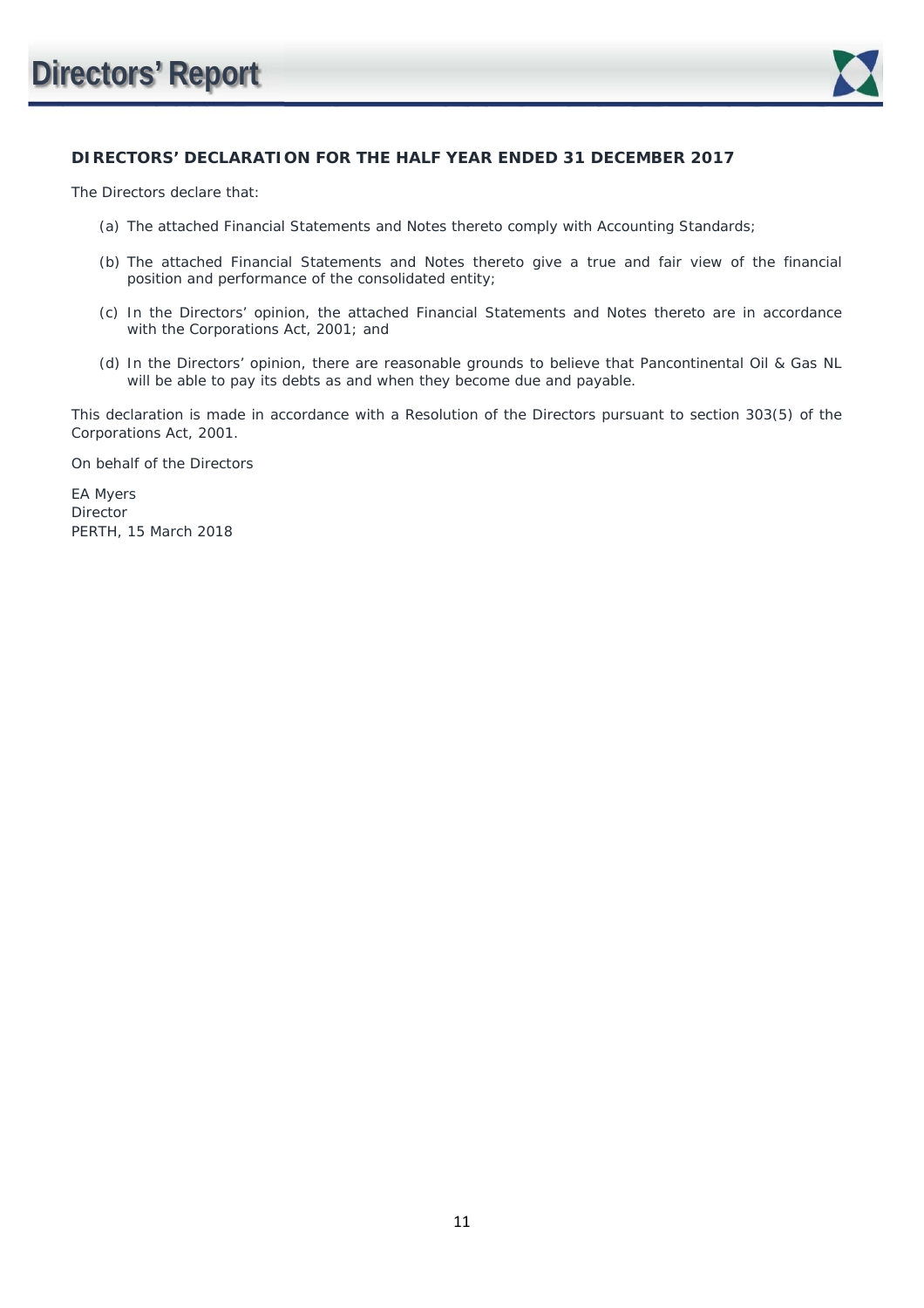## DIRECTORS' DECLARATION FOR THE HALF YEAR ENDED 31 DECEMBER 2017

The Directors declare that:

(a) The attached Financial Statements and Notes thereto comply with Accounting Standards;

(b) The attached Financial Statements and Notes thereto give a true and fair view of the financial position and performance of the consolidated entity;

(c) In the Directors' opinion, the attached Financial Statements and Notes thereto are in accordance with the Corporations Act, 2001; and

(d) In the Directors' opinion, there are reasonable grounds to believe that Pancontinental Oil & Gas NL will be able to pay its debts as and when they become due and payable.

This declaration is made in accordance with a Resolution of the Directors pursuant to section 303(5) of the Corporations Act, 2001.

On behalf of the Directors

EA Myers
Director
PERTH, 15 March 2018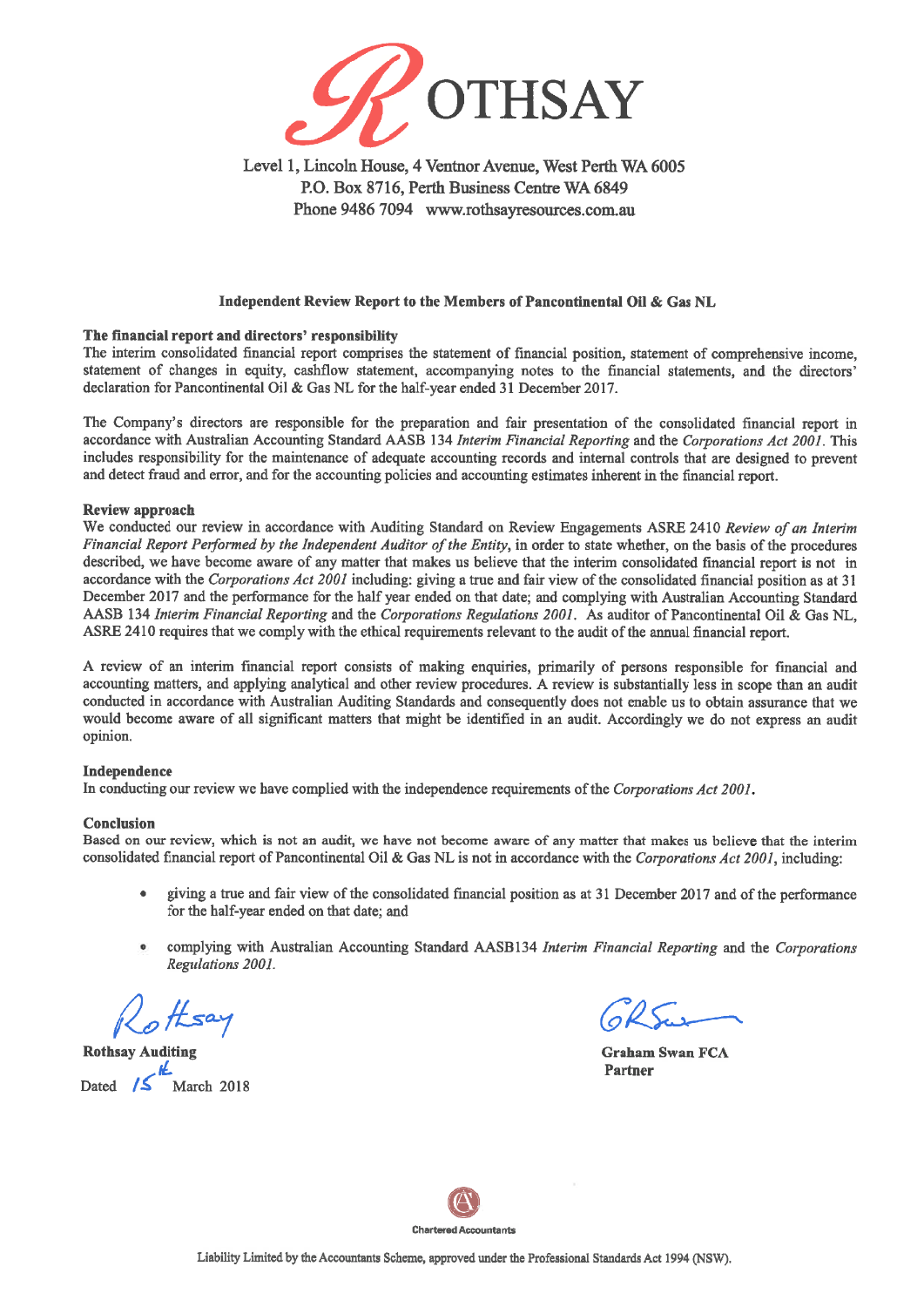# ROTHSAY

Level 1, Lincoln House, 4 Ventnor Avenue, West Perth WA 6005
P.O. Box 8716, Perth Business Centre WA 6849
Phone 9486 7094 www.rothsayresources.com.au

## Independent Review Report to the Members of Pancontinental Oil & Gas NL

**The financial report and directors' responsibility**

The interim consolidated financial report comprises the statement of financial position, statement of comprehensive income, statement of changes in equity, cashflow statement, accompanying notes to the financial statements, and the directors' declaration for Pancontinental Oil & Gas NL for the half-year ended 31 December 2017.

The Company's directors are responsible for the preparation and fair presentation of the consolidated financial report in accordance with Australian Accounting Standard AASB 134 *Interim Financial Reporting* and the *Corporations Act 2001*. This includes responsibility for the maintenance of adequate accounting records and internal controls that are designed to prevent and detect fraud and error, and for the accounting policies and accounting estimates inherent in the financial report.

**Review approach**

We conducted our review in accordance with Auditing Standard on Review Engagements ASRE 2410 *Review of an Interim Financial Report Performed by the Independent Auditor of the Entity*, in order to state whether, on the basis of the procedures described, we have become aware of any matter that makes us believe that the interim consolidated financial report is not in accordance with the *Corporations Act 2001* including: giving a true and fair view of the consolidated financial position as at 31 December 2017 and the performance for the half year ended on that date; and complying with Australian Accounting Standard AASB 134 *Interim Financial Reporting* and the *Corporations Regulations 2001*. As auditor of Pancontinental Oil & Gas NL, ASRE 2410 requires that we comply with the ethical requirements relevant to the audit of the annual financial report.

A review of an interim financial report consists of making enquiries, primarily of persons responsible for financial and accounting matters, and applying analytical and other review procedures. A review is substantially less in scope than an audit conducted in accordance with Australian Auditing Standards and consequently does not enable us to obtain assurance that we would become aware of all significant matters that might be identified in an audit. Accordingly we do not express an audit opinion.

**Independence**

In conducting our review we have complied with the independence requirements of the *Corporations Act 2001*.

**Conclusion**

Based on our review, which is not an audit, we have not become aware of any matter that makes us believe that the interim consolidated financial report of Pancontinental Oil & Gas NL is not in accordance with the *Corporations Act 2001*, including:

- giving a true and fair view of the consolidated financial position as at 31 December 2017 and of the performance for the half-year ended on that date; and
- complying with Australian Accounting Standard AASB134 *Interim Financial Reporting* and the *Corporations Regulations 2001*.

Rothsay

**Rothsay Auditing**

Dated 15th March 2018

GR Swan

**Graham Swan FCA**
**Partner**

Chartered Accountants

Liability Limited by the Accountants Scheme, approved under the Professional Standards Act 1994 (NSW).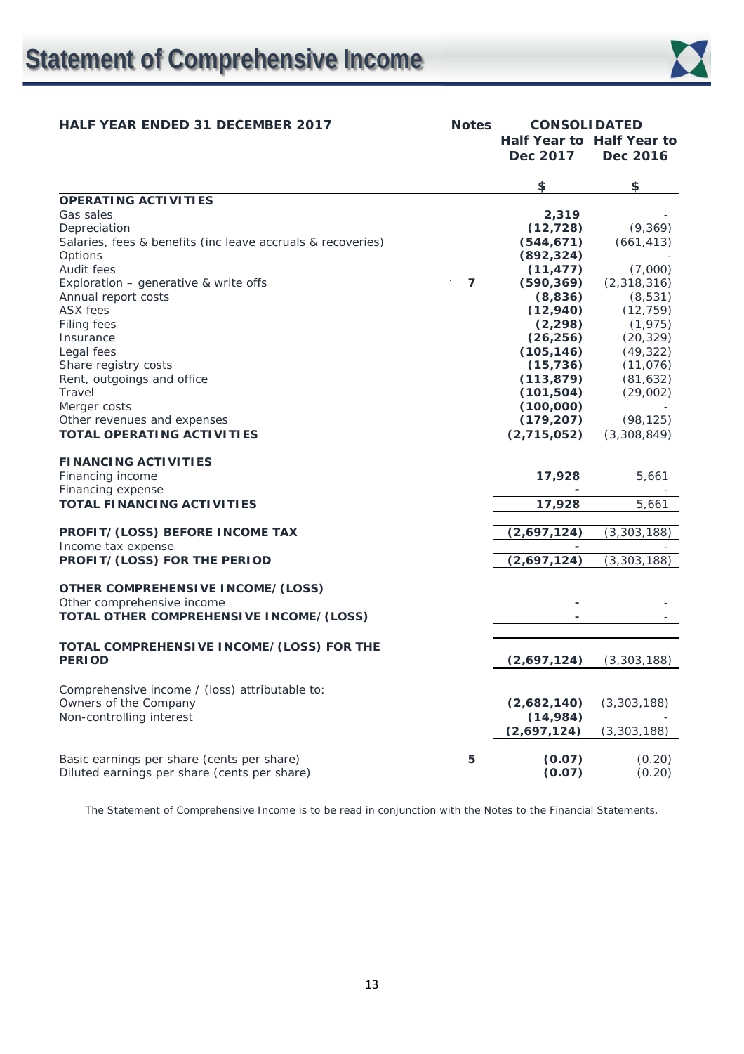# Statement of Comprehensive Income

| HALF YEAR ENDED 31 DECEMBER 2017 | Notes | CONSOLIDATED Half Year to Dec 2017 | Half Year to Dec 2016 |
|---|---|---|---|
| | | **$** | **$** |
| **OPERATING ACTIVITIES** | | | |
| Gas sales | | **2,319** | - |
| Depreciation | | **(12,728)** | (9,369) |
| Salaries, fees & benefits (inc leave accruals & recoveries) | | **(544,671)** | (661,413) |
| Options | | **(892,324)** | - |
| Audit fees | | **(11,477)** | (7,000) |
| Exploration – generative & write offs | **7** | **(590,369)** | (2,318,316) |
| Annual report costs | | **(8,836)** | (8,531) |
| ASX fees | | **(12,940)** | (12,759) |
| Filing fees | | **(2,298)** | (1,975) |
| Insurance | | **(26,256)** | (20,329) |
| Legal fees | | **(105,146)** | (49,322) |
| Share registry costs | | **(15,736)** | (11,076) |
| Rent, outgoings and office | | **(113,879)** | (81,632) |
| Travel | | **(101,504)** | (29,002) |
| Merger costs | | **(100,000)** | - |
| Other revenues and expenses | | **(179,207)** | (98,125) |
| **TOTAL OPERATING ACTIVITIES** | | **(2,715,052)** | (3,308,849) |
| | | | |
| **FINANCING ACTIVITIES** | | | |
| Financing income | | **17,928** | 5,661 |
| Financing expense | | **-** | - |
| **TOTAL FINANCING ACTIVITIES** | | **17,928** | 5,661 |
| | | | |
| **PROFIT/(LOSS) BEFORE INCOME TAX** | | **(2,697,124)** | (3,303,188) |
| Income tax expense | | **-** | - |
| **PROFIT/(LOSS) FOR THE PERIOD** | | **(2,697,124)** | (3,303,188) |
| | | | |
| **OTHER COMPREHENSIVE INCOME/(LOSS)** | | | |
| Other comprehensive income | | **-** | - |
| **TOTAL OTHER COMPREHENSIVE INCOME/(LOSS)** | | **-** | - |
| | | | |
| **TOTAL COMPREHENSIVE INCOME/(LOSS) FOR THE PERIOD** | | **(2,697,124)** | (3,303,188) |
| | | | |
| Comprehensive income / (loss) attributable to: | | | |
| Owners of the Company | | **(2,682,140)** | (3,303,188) |
| Non-controlling interest | | **(14,984)** | - |
| | | **(2,697,124)** | (3,303,188) |
| | | | |
| Basic earnings per share (cents per share) | **5** | **(0.07)** | (0.20) |
| Diluted earnings per share (cents per share) | | **(0.07)** | (0.20) |

The Statement of Comprehensive Income is to be read in conjunction with the Notes to the Financial Statements.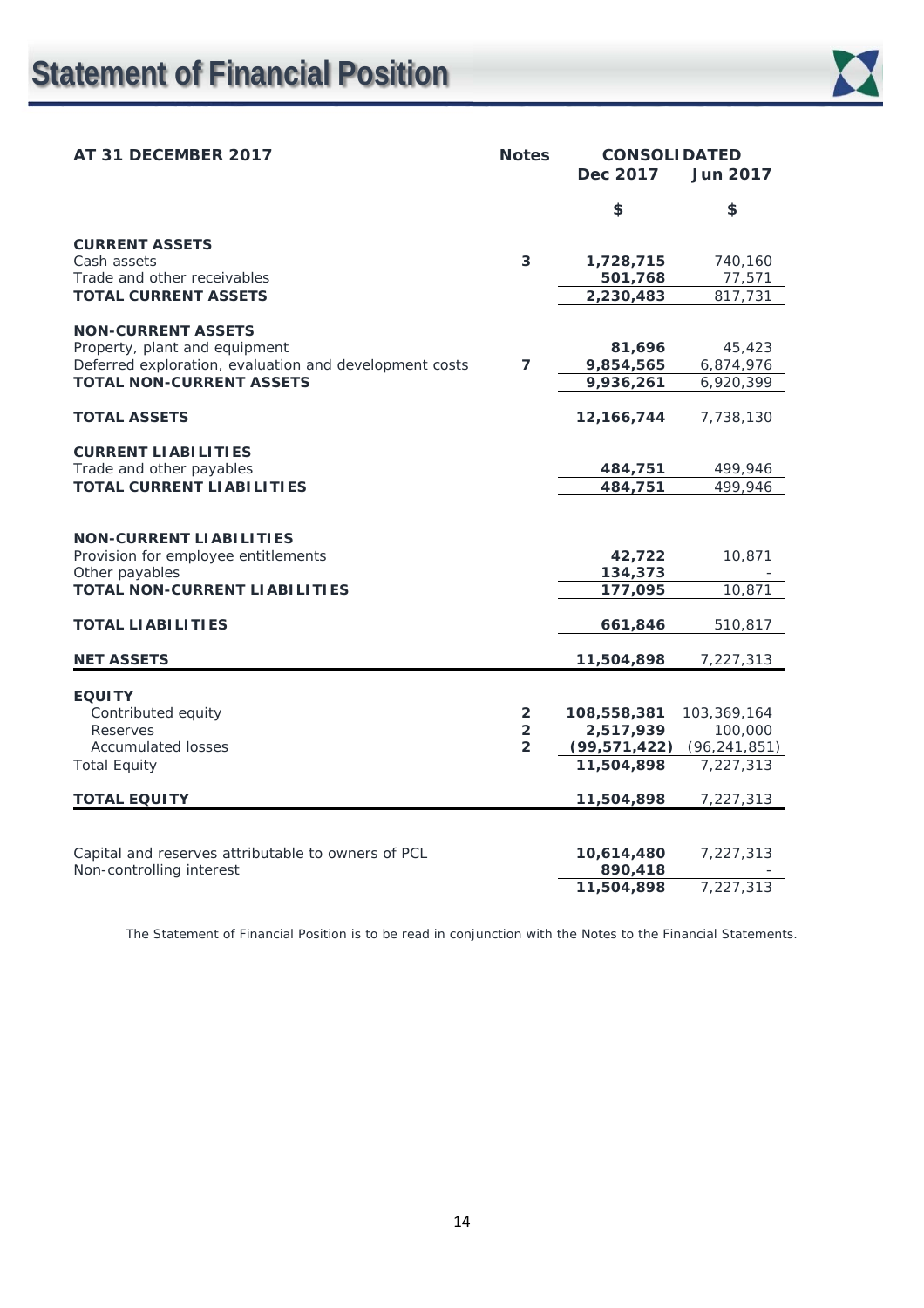# Statement of Financial Position

| AT 31 DECEMBER 2017 | Notes | CONSOLIDATED Dec 2017 | Jun 2017 |
|---|---|---|---|
| | | $ | $ |
| **CURRENT ASSETS** | | | |
| Cash assets | 3 | **1,728,715** | 740,160 |
| Trade and other receivables | | **501,768** | 77,571 |
| **TOTAL CURRENT ASSETS** | | **2,230,483** | 817,731 |
| | | | |
| **NON-CURRENT ASSETS** | | | |
| Property, plant and equipment | | **81,696** | 45,423 |
| Deferred exploration, evaluation and development costs | 7 | **9,854,565** | 6,874,976 |
| **TOTAL NON-CURRENT ASSETS** | | **9,936,261** | 6,920,399 |
| | | | |
| **TOTAL ASSETS** | | **12,166,744** | 7,738,130 |
| | | | |
| **CURRENT LIABILITIES** | | | |
| Trade and other payables | | **484,751** | 499,946 |
| **TOTAL CURRENT LIABILITIES** | | **484,751** | 499,946 |
| | | | |
| **NON-CURRENT LIABILITIES** | | | |
| Provision for employee entitlements | | **42,722** | 10,871 |
| Other payables | | **134,373** | - |
| **TOTAL NON-CURRENT LIABILITIES** | | **177,095** | 10,871 |
| | | | |
| **TOTAL LIABILITIES** | | **661,846** | 510,817 |
| | | | |
| **NET ASSETS** | | **11,504,898** | 7,227,313 |
| | | | |
| **EQUITY** | | | |
| Contributed equity | 2 | **108,558,381** | 103,369,164 |
| Reserves | 2 | **2,517,939** | 100,000 |
| Accumulated losses | 2 | **(99,571,422)** | (96,241,851) |
| Total Equity | | **11,504,898** | 7,227,313 |
| | | | |
| **TOTAL EQUITY** | | **11,504,898** | 7,227,313 |
| | | | |
| Capital and reserves attributable to owners of PCL | | **10,614,480** | 7,227,313 |
| Non-controlling interest | | **890,418** | - |
| | | **11,504,898** | 7,227,313 |

The Statement of Financial Position is to be read in conjunction with the Notes to the Financial Statements.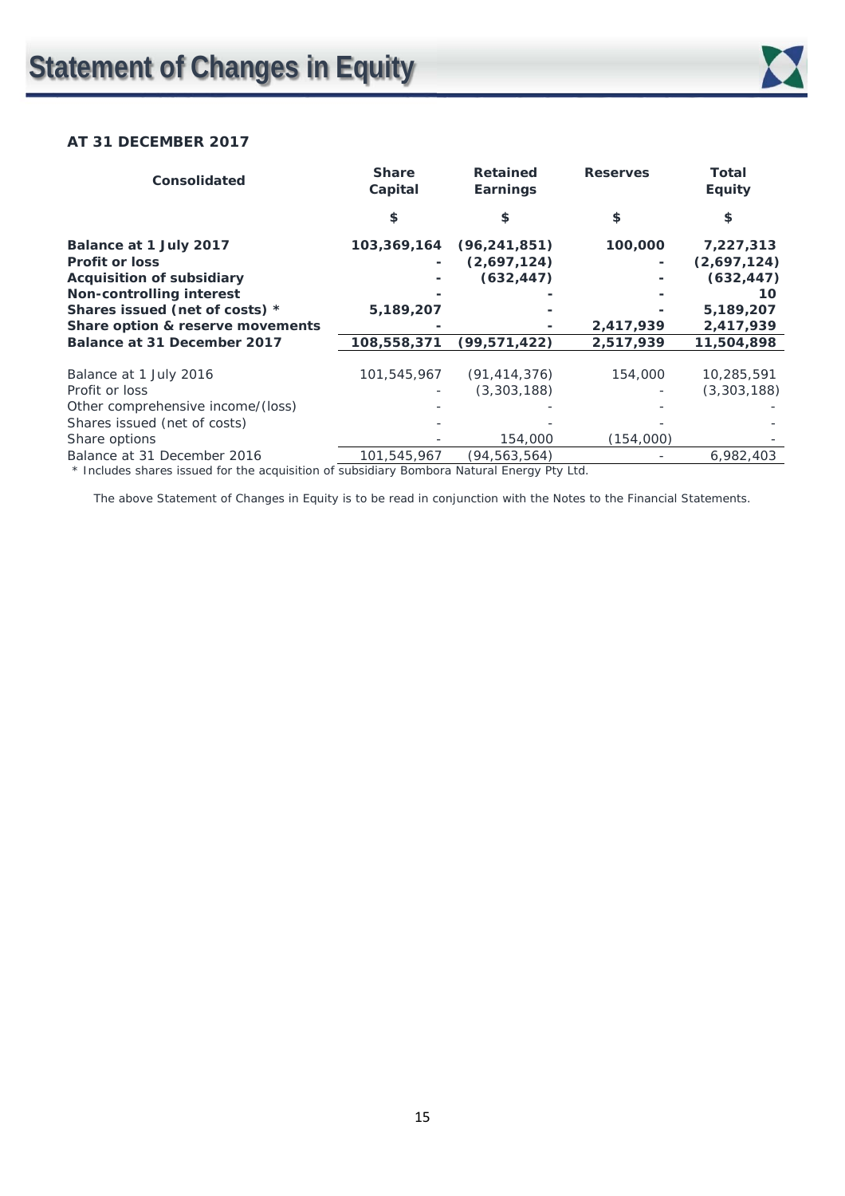# Statement of Changes in Equity

**AT 31 DECEMBER 2017**

| Consolidated | Share Capital | Retained Earnings | Reserves | Total Equity |
|---|---|---|---|---|
| | $ | $ | $ | $ |
| **Balance at 1 July 2017** | **103,369,164** | **(96,241,851)** | **100,000** | **7,227,313** |
| **Profit or loss** | **-** | **(2,697,124)** | **-** | **(2,697,124)** |
| **Acquisition of subsidiary** | **-** | **(632,447)** | **-** | **(632,447)** |
| **Non-controlling interest** | **-** | **-** | **-** | **10** |
| **Shares issued (net of costs) *** | **5,189,207** | **-** | **-** | **5,189,207** |
| **Share option & reserve movements** | **-** | **-** | **2,417,939** | **2,417,939** |
| **Balance at 31 December 2017** | **108,558,371** | **(99,571,422)** | **2,517,939** | **11,504,898** |
| | | | | |
| Balance at 1 July 2016 | 101,545,967 | (91,414,376) | 154,000 | 10,285,591 |
| Profit or loss | - | (3,303,188) | - | (3,303,188) |
| Other comprehensive income/(loss) | - | - | - | - |
| Shares issued (net of costs) | - | - | - | - |
| Share options | - | 154,000 | (154,000) | - |
| Balance at 31 December 2016 | 101,545,967 | (94,563,564) | - | 6,982,403 |

* Includes shares issued for the acquisition of subsidiary Bombora Natural Energy Pty Ltd.

The above Statement of Changes in Equity is to be read in conjunction with the Notes to the Financial Statements.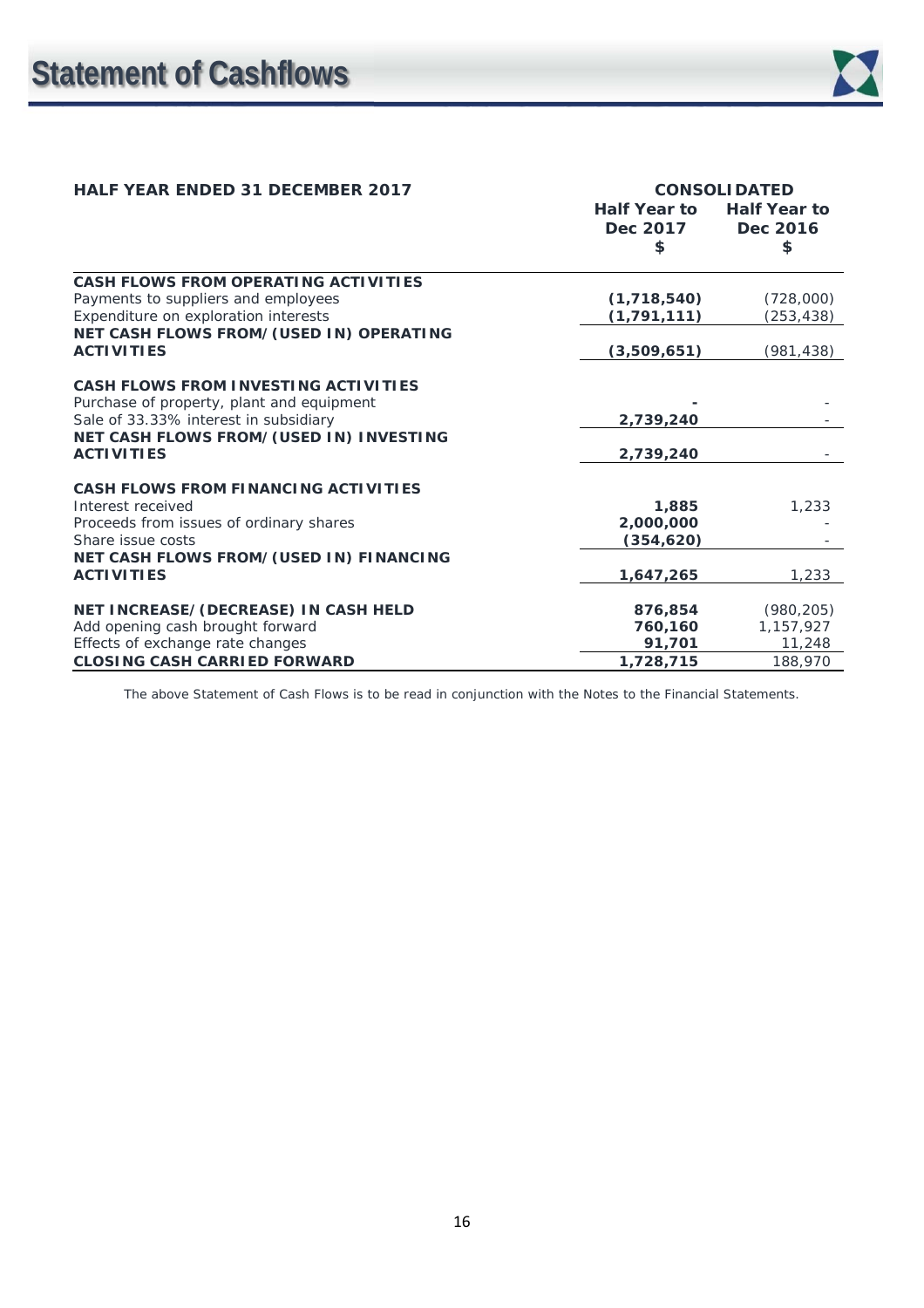# Statement of Cashflows

| HALF YEAR ENDED 31 DECEMBER 2017 | CONSOLIDATED | |
|---|---|---|
| | **Half Year to Dec 2017 $** | **Half Year to Dec 2016 $** |
| **CASH FLOWS FROM OPERATING ACTIVITIES** | | |
| Payments to suppliers and employees | **(1,718,540)** | (728,000) |
| Expenditure on exploration interests | **(1,791,111)** | (253,438) |
| **NET CASH FLOWS FROM/(USED IN) OPERATING ACTIVITIES** | **(3,509,651)** | (981,438) |
| | | |
| **CASH FLOWS FROM INVESTING ACTIVITIES** | | |
| Purchase of property, plant and equipment | **-** | - |
| Sale of 33.33% interest in subsidiary | **2,739,240** | - |
| **NET CASH FLOWS FROM/(USED IN) INVESTING ACTIVITIES** | **2,739,240** | - |
| | | |
| **CASH FLOWS FROM FINANCING ACTIVITIES** | | |
| Interest received | **1,885** | 1,233 |
| Proceeds from issues of ordinary shares | **2,000,000** | - |
| Share issue costs | **(354,620)** | - |
| **NET CASH FLOWS FROM/(USED IN) FINANCING ACTIVITIES** | **1,647,265** | 1,233 |
| | | |
| **NET INCREASE/(DECREASE) IN CASH HELD** | **876,854** | (980,205) |
| Add opening cash brought forward | **760,160** | 1,157,927 |
| Effects of exchange rate changes | **91,701** | 11,248 |
| **CLOSING CASH CARRIED FORWARD** | **1,728,715** | 188,970 |

The above Statement of Cash Flows is to be read in conjunction with the Notes to the Financial Statements.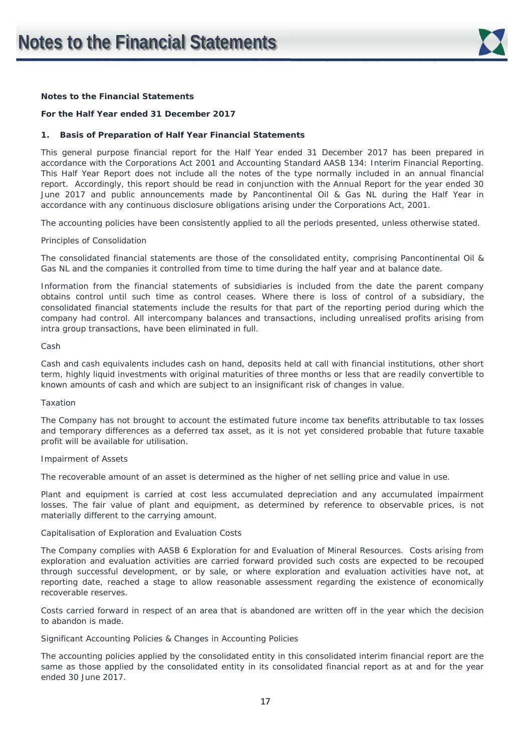# Notes to the Financial Statements

**Notes to the Financial Statements**

**For the Half Year ended 31 December 2017**

**1. Basis of Preparation of Half Year Financial Statements**

This general purpose financial report for the Half Year ended 31 December 2017 has been prepared in accordance with the Corporations Act 2001 and Accounting Standard AASB 134: Interim Financial Reporting. This Half Year Report does not include all the notes of the type normally included in an annual financial report. Accordingly, this report should be read in conjunction with the Annual Report for the year ended 30 June 2017 and public announcements made by Pancontinental Oil & Gas NL during the Half Year in accordance with any continuous disclosure obligations arising under the Corporations Act, 2001.

The accounting policies have been consistently applied to all the periods presented, unless otherwise stated.

Principles of Consolidation

The consolidated financial statements are those of the consolidated entity, comprising Pancontinental Oil & Gas NL and the companies it controlled from time to time during the half year and at balance date.

Information from the financial statements of subsidiaries is included from the date the parent company obtains control until such time as control ceases. Where there is loss of control of a subsidiary, the consolidated financial statements include the results for that part of the reporting period during which the company had control. All intercompany balances and transactions, including unrealised profits arising from intra group transactions, have been eliminated in full.

Cash

Cash and cash equivalents includes cash on hand, deposits held at call with financial institutions, other short term, highly liquid investments with original maturities of three months or less that are readily convertible to known amounts of cash and which are subject to an insignificant risk of changes in value.

Taxation

The Company has not brought to account the estimated future income tax benefits attributable to tax losses and temporary differences as a deferred tax asset, as it is not yet considered probable that future taxable profit will be available for utilisation.

Impairment of Assets

The recoverable amount of an asset is determined as the higher of net selling price and value in use.

Plant and equipment is carried at cost less accumulated depreciation and any accumulated impairment losses. The fair value of plant and equipment, as determined by reference to observable prices, is not materially different to the carrying amount.

Capitalisation of Exploration and Evaluation Costs

The Company complies with AASB 6 Exploration for and Evaluation of Mineral Resources. Costs arising from exploration and evaluation activities are carried forward provided such costs are expected to be recouped through successful development, or by sale, or where exploration and evaluation activities have not, at reporting date, reached a stage to allow reasonable assessment regarding the existence of economically recoverable reserves.

Costs carried forward in respect of an area that is abandoned are written off in the year which the decision to abandon is made.

Significant Accounting Policies & Changes in Accounting Policies

The accounting policies applied by the consolidated entity in this consolidated interim financial report are the same as those applied by the consolidated entity in its consolidated financial report as at and for the year ended 30 June 2017.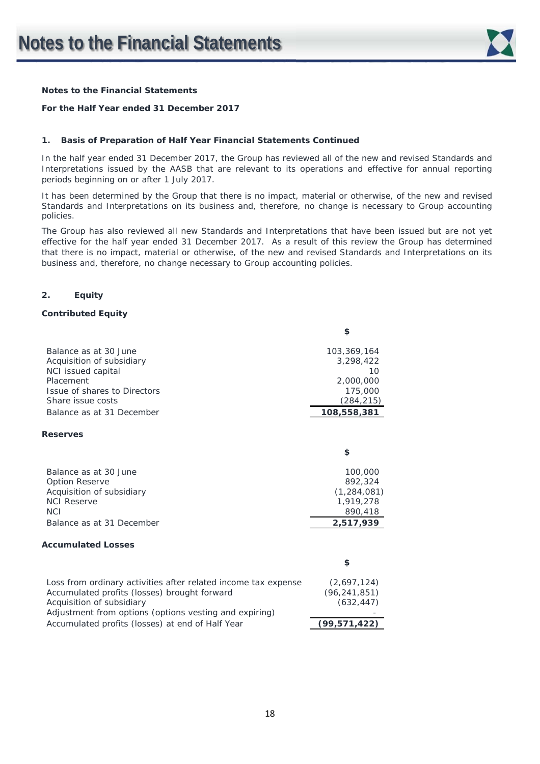**Notes to the Financial Statements**

**For the Half Year ended 31 December 2017**

### 1. Basis of Preparation of Half Year Financial Statements Continued

In the half year ended 31 December 2017, the Group has reviewed all of the new and revised Standards and Interpretations issued by the AASB that are relevant to its operations and effective for annual reporting periods beginning on or after 1 July 2017.

It has been determined by the Group that there is no impact, material or otherwise, of the new and revised Standards and Interpretations on its business and, therefore, no change is necessary to Group accounting policies.

The Group has also reviewed all new Standards and Interpretations that have been issued but are not yet effective for the half year ended 31 December 2017. As a result of this review the Group has determined that there is no impact, material or otherwise, of the new and revised Standards and Interpretations on its business and, therefore, no change necessary to Group accounting policies.

### 2. Equity

**Contributed Equity**

| | $ |
|---|---|
| Balance as at 30 June | 103,369,164 |
| Acquisition of subsidiary | 3,298,422 |
| NCI issued capital | 10 |
| Placement | 2,000,000 |
| Issue of shares to Directors | 175,000 |
| Share issue costs | (284,215) |
| Balance as at 31 December | **108,558,381** |

**Reserves**

| | $ |
|---|---|
| Balance as at 30 June | 100,000 |
| Option Reserve | 892,324 |
| Acquisition of subsidiary | (1,284,081) |
| NCI Reserve | 1,919,278 |
| NCI | 890,418 |
| Balance as at 31 December | **2,517,939** |

**Accumulated Losses**

| | $ |
|---|---|
| Loss from ordinary activities after related income tax expense | (2,697,124) |
| Accumulated profits (losses) brought forward | (96,241,851) |
| Acquisition of subsidiary | (632,447) |
| Adjustment from options (options vesting and expiring) | - |
| Accumulated profits (losses) at end of Half Year | **(99,571,422)** |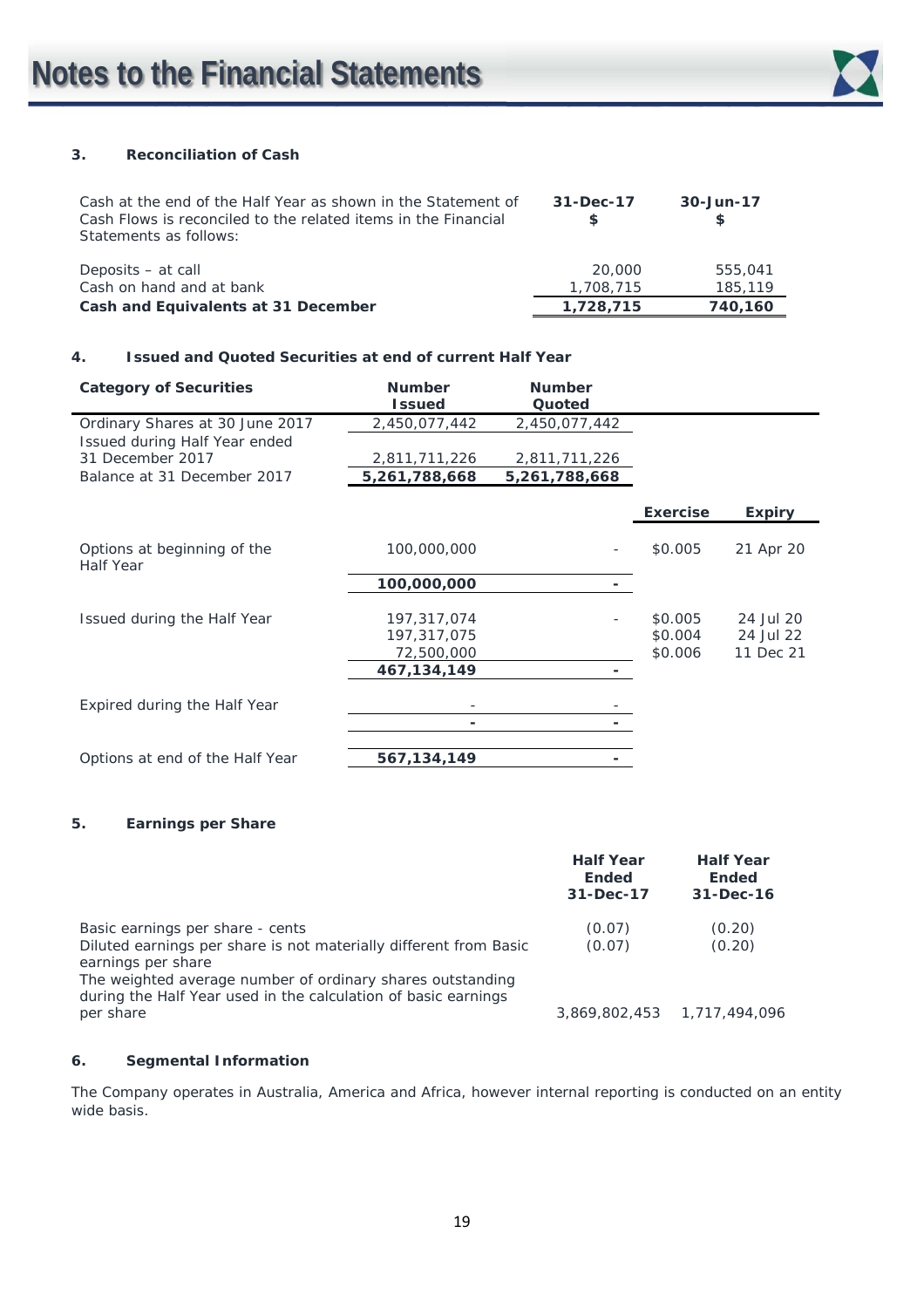### 3. Reconciliation of Cash

| Cash at the end of the Half Year as shown in the Statement of Cash Flows is reconciled to the related items in the Financial Statements as follows: | 31-Dec-17 $ | 30-Jun-17 $ |
|---|---|---|
| Deposits – at call | 20,000 | 555,041 |
| Cash on hand and at bank | 1,708,715 | 185,119 |
| **Cash and Equivalents at 31 December** | **1,728,715** | **740,160** |

### 4. Issued and Quoted Securities at end of current Half Year

| Category of Securities | Number Issued | Number Quoted | Exercise | Expiry |
|---|---|---|---|---|
| Ordinary Shares at 30 June 2017 | 2,450,077,442 | 2,450,077,442 | | |
| Issued during Half Year ended 31 December 2017 | 2,811,711,226 | 2,811,711,226 | | |
| Balance at 31 December 2017 | **5,261,788,668** | **5,261,788,668** | | |
| Options at beginning of the Half Year | 100,000,000 | - | $0.005 | 21 Apr 20 |
| | **100,000,000** | **-** | | |
| Issued during the Half Year | 197,317,074 | - | $0.005 | 24 Jul 20 |
| | 197,317,075 | | $0.004 | 24 Jul 22 |
| | 72,500,000 | | $0.006 | 11 Dec 21 |
| | **467,134,149** | **-** | | |
| Expired during the Half Year | - | - | | |
| | **-** | **-** | | |
| Options at end of the Half Year | **567,134,149** | **-** | | |

### 5. Earnings per Share

| | Half Year Ended 31-Dec-17 | Half Year Ended 31-Dec-16 |
|---|---|---|
| Basic earnings per share - cents | (0.07) | (0.20) |
| Diluted earnings per share is not materially different from Basic earnings per share | (0.07) | (0.20) |
| The weighted average number of ordinary shares outstanding during the Half Year used in the calculation of basic earnings per share | 3,869,802,453 | 1,717,494,096 |

### 6. Segmental Information

The Company operates in Australia, America and Africa, however internal reporting is conducted on an entity wide basis.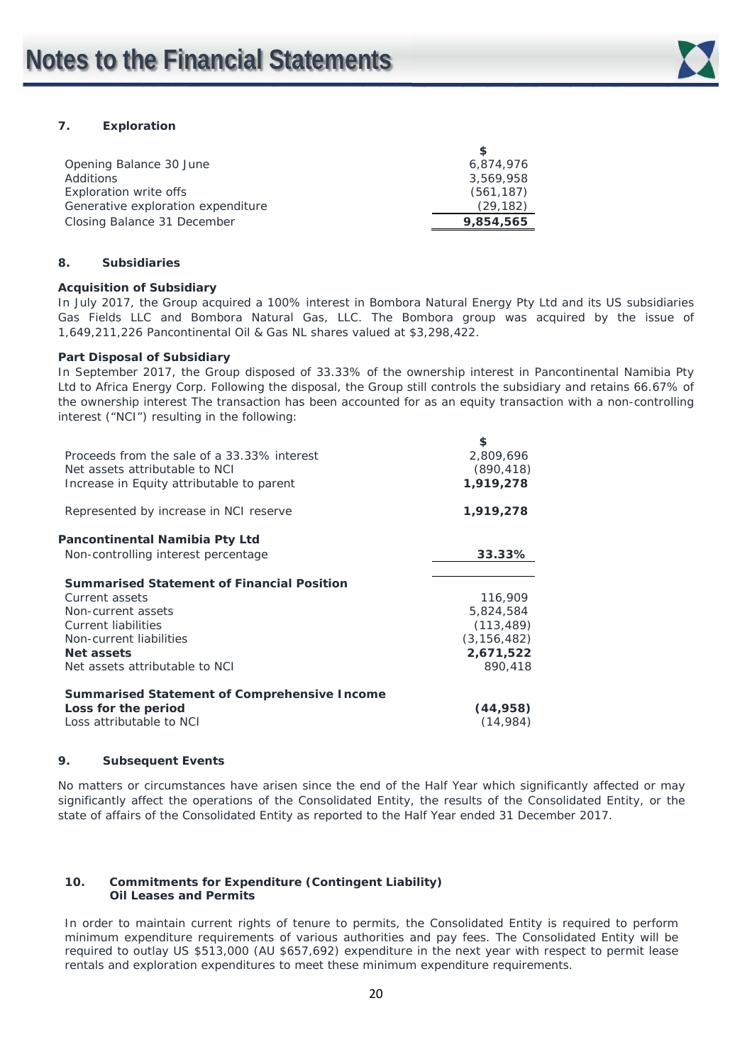### 7. Exploration

| | $ |
|---|---|
| Opening Balance 30 June | 6,874,976 |
| Additions | 3,569,958 |
| Exploration write offs | (561,187) |
| Generative exploration expenditure | (29,182) |
| Closing Balance 31 December | **9,854,565** |

### 8. Subsidiaries

**Acquisition of Subsidiary**

In July 2017, the Group acquired a 100% interest in Bombora Natural Energy Pty Ltd and its US subsidiaries Gas Fields LLC and Bombora Natural Gas, LLC. The Bombora group was acquired by the issue of 1,649,211,226 Pancontinental Oil & Gas NL shares valued at $3,298,422.

**Part Disposal of Subsidiary**

In September 2017, the Group disposed of 33.33% of the ownership interest in Pancontinental Namibia Pty Ltd to Africa Energy Corp. Following the disposal, the Group still controls the subsidiary and retains 66.67% of the ownership interest The transaction has been accounted for as an equity transaction with a non-controlling interest ("NCI") resulting in the following:

| | $ |
|---|---|
| Proceeds from the sale of a 33.33% interest | 2,809,696 |
| Net assets attributable to NCI | (890,418) |
| Increase in Equity attributable to parent | **1,919,278** |
| | |
| Represented by increase in NCI reserve | **1,919,278** |
| | |
| **Pancontinental Namibia Pty Ltd** | |
| Non-controlling interest percentage | **33.33%** |
| | |
| **Summarised Statement of Financial Position** | |
| Current assets | 116,909 |
| Non-current assets | 5,824,584 |
| Current liabilities | (113,489) |
| Non-current liabilities | (3,156,482) |
| **Net assets** | **2,671,522** |
| Net assets attributable to NCI | 890,418 |
| | |
| **Summarised Statement of Comprehensive Income** | |
| **Loss for the period** | **(44,958)** |
| Loss attributable to NCI | (14,984) |

### 9. Subsequent Events

No matters or circumstances have arisen since the end of the Half Year which significantly affected or may significantly affect the operations of the Consolidated Entity, the results of the Consolidated Entity, or the state of affairs of the Consolidated Entity as reported to the Half Year ended 31 December 2017.

### 10. Commitments for Expenditure (Contingent Liability)
**Oil Leases and Permits**

In order to maintain current rights of tenure to permits, the Consolidated Entity is required to perform minimum expenditure requirements of various authorities and pay fees. The Consolidated Entity will be required to outlay US $513,000 (AU $657,692) expenditure in the next year with respect to permit lease rentals and exploration expenditures to meet these minimum expenditure requirements.